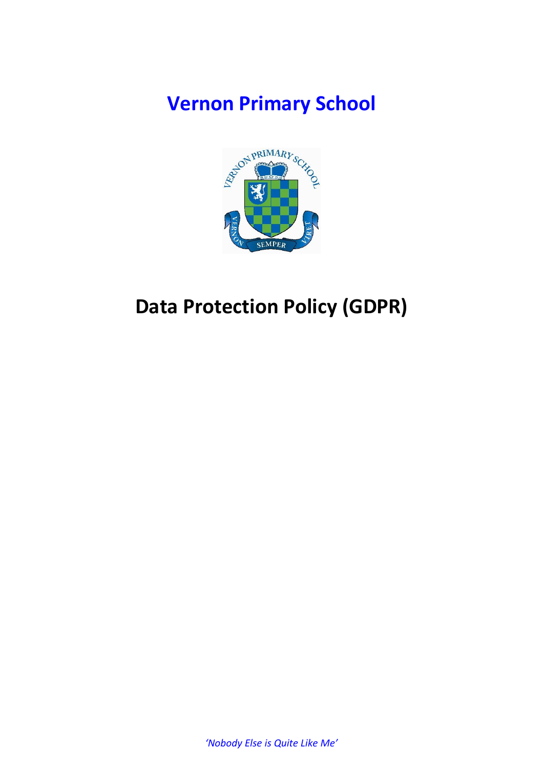# Vernon Primary School

# Data Protection Policy (GDPR)

*'Nobody Else is Quite Like Me'*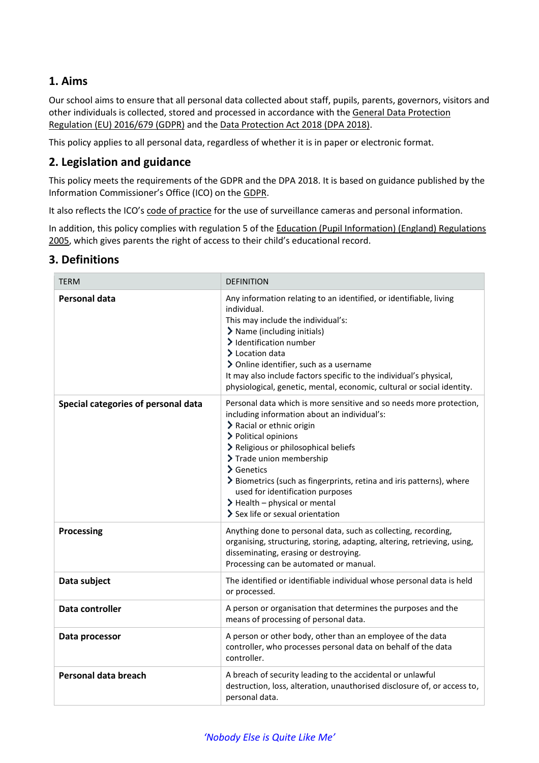## 1. Aims

Our school aims to ensure that all personal data collected about staff, pupils, parents, governors, visitors and other individuals is collected, stored and processed in accordance with the General Data Protection Regulation (EU) 2016/679 (GDPR) and the Data Protection Act 2018 (DPA 2018).

This policy applies to all personal data, regardless of whether it is in paper or electronic format.

## 2. Legislation and guidance

This policy meets the requirements of the GDPR and the DPA 2018. It is based on guidance published by the Information Commissioner's Office (ICO) on the GDPR.

It also reflects the ICO's code of practice for the use of surveillance cameras and personal information.

In addition, this policy complies with regulation 5 of the Education (Pupil Information) (England) Regulations 2005, which gives parents the right of access to their child's educational record.

## 3. Definitions

| TERM | DEFINITION |
| --- | --- |
| **Personal data** | Any information relating to an identified, or identifiable, living individual.<br>This may include the individual's:<br>› Name (including initials)<br>› Identification number<br>› Location data<br>› Online identifier, such as a username<br>It may also include factors specific to the individual's physical, physiological, genetic, mental, economic, cultural or social identity. |
| **Special categories of personal data** | Personal data which is more sensitive and so needs more protection, including information about an individual's:<br>› Racial or ethnic origin<br>› Political opinions<br>› Religious or philosophical beliefs<br>› Trade union membership<br>› Genetics<br>› Biometrics (such as fingerprints, retina and iris patterns), where used for identification purposes<br>› Health – physical or mental<br>› Sex life or sexual orientation |
| **Processing** | Anything done to personal data, such as collecting, recording, organising, structuring, storing, adapting, altering, retrieving, using, disseminating, erasing or destroying.<br>Processing can be automated or manual. |
| **Data subject** | The identified or identifiable individual whose personal data is held or processed. |
| **Data controller** | A person or organisation that determines the purposes and the means of processing of personal data. |
| **Data processor** | A person or other body, other than an employee of the data controller, who processes personal data on behalf of the data controller. |
| **Personal data breach** | A breach of security leading to the accidental or unlawful destruction, loss, alteration, unauthorised disclosure of, or access to, personal data. |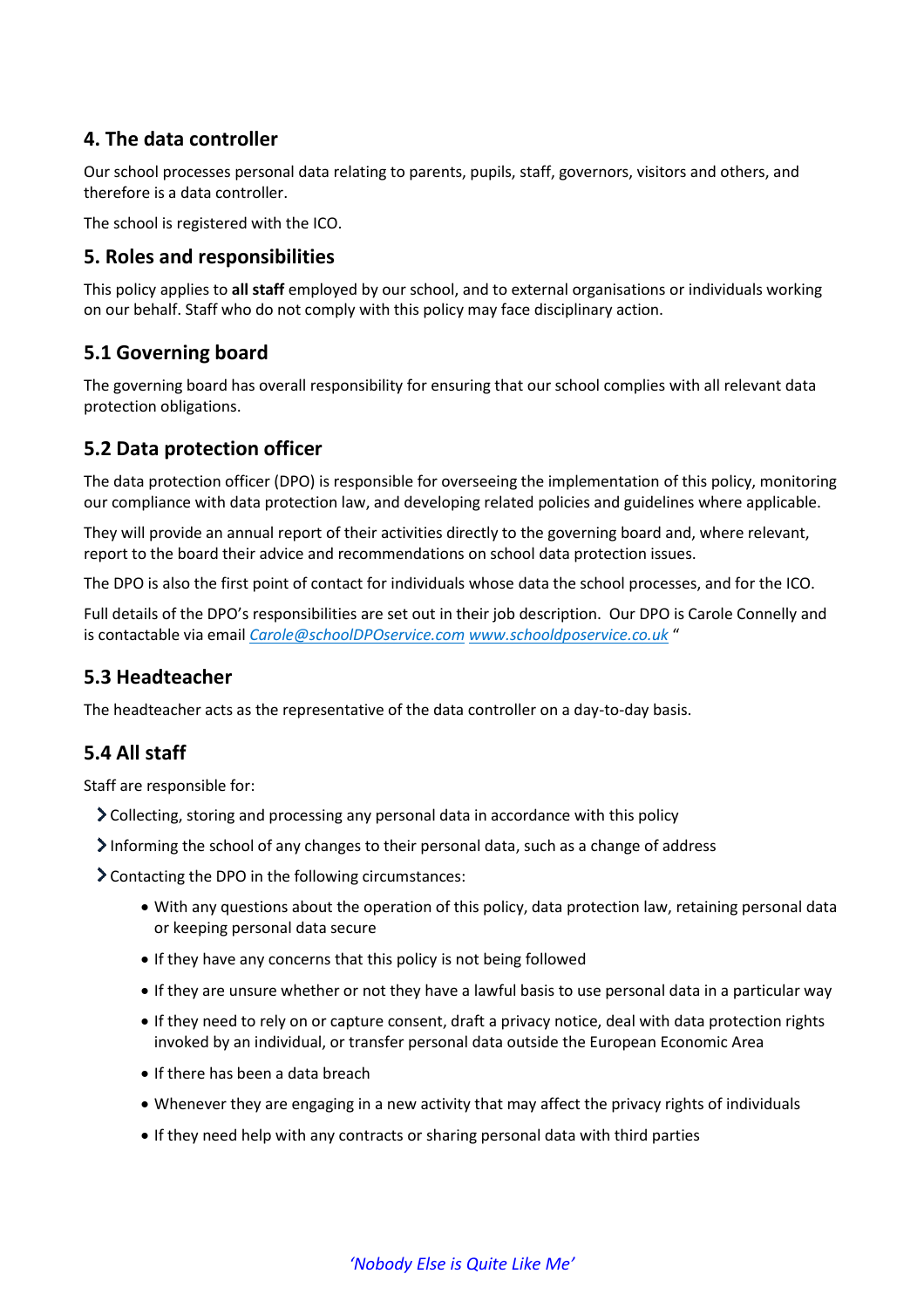## 4. The data controller

Our school processes personal data relating to parents, pupils, staff, governors, visitors and others, and therefore is a data controller.

The school is registered with the ICO.

## 5. Roles and responsibilities

This policy applies to **all staff** employed by our school, and to external organisations or individuals working on our behalf. Staff who do not comply with this policy may face disciplinary action.

### 5.1 Governing board

The governing board has overall responsibility for ensuring that our school complies with all relevant data protection obligations.

### 5.2 Data protection officer

The data protection officer (DPO) is responsible for overseeing the implementation of this policy, monitoring our compliance with data protection law, and developing related policies and guidelines where applicable.

They will provide an annual report of their activities directly to the governing board and, where relevant, report to the board their advice and recommendations on school data protection issues.

The DPO is also the first point of contact for individuals whose data the school processes, and for the ICO.

Full details of the DPO's responsibilities are set out in their job description. Our DPO is Carole Connelly and is contactable via email *Carole@schoolDPOservice.com* www.schooldposervice.co.uk "

### 5.3 Headteacher

The headteacher acts as the representative of the data controller on a day-to-day basis.

### 5.4 All staff

Staff are responsible for:

- Collecting, storing and processing any personal data in accordance with this policy
- Informing the school of any changes to their personal data, such as a change of address
- Contacting the DPO in the following circumstances:
  - With any questions about the operation of this policy, data protection law, retaining personal data or keeping personal data secure
  - If they have any concerns that this policy is not being followed
  - If they are unsure whether or not they have a lawful basis to use personal data in a particular way
  - If they need to rely on or capture consent, draft a privacy notice, deal with data protection rights invoked by an individual, or transfer personal data outside the European Economic Area
  - If there has been a data breach
  - Whenever they are engaging in a new activity that may affect the privacy rights of individuals
  - If they need help with any contracts or sharing personal data with third parties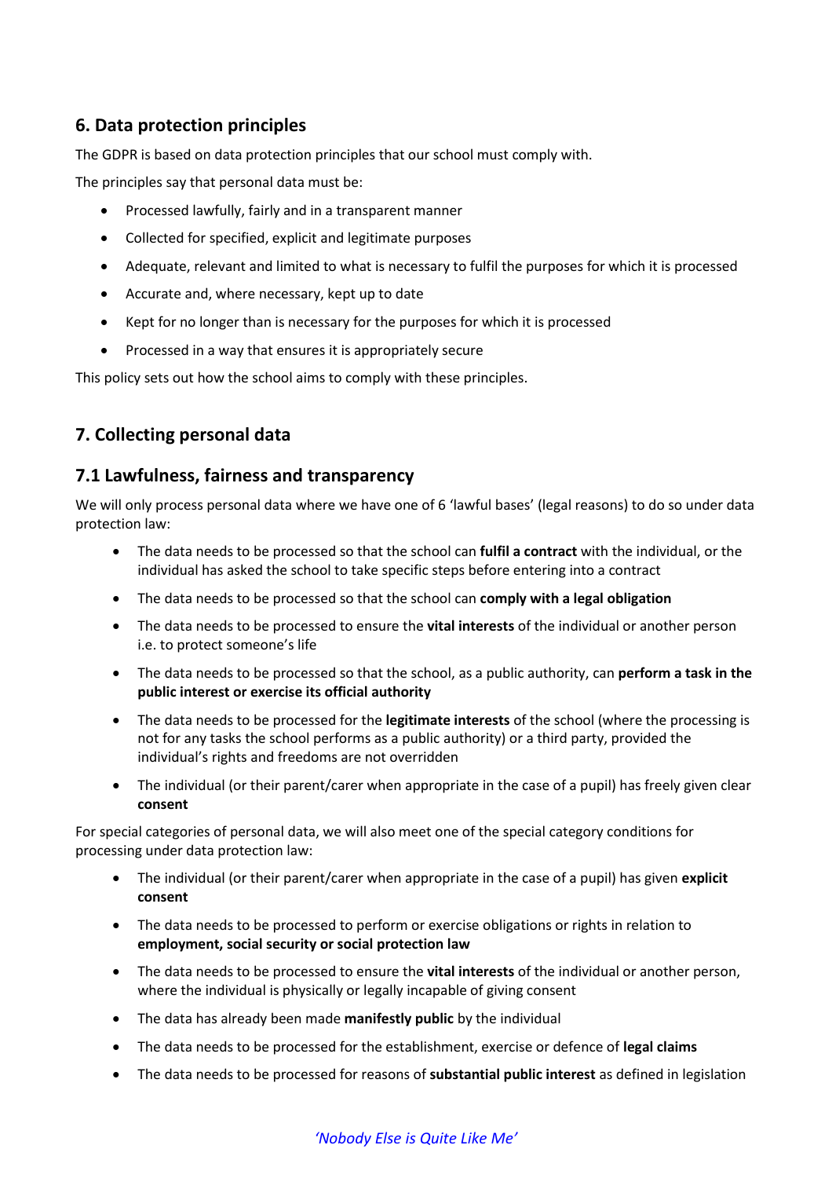## 6. Data protection principles

The GDPR is based on data protection principles that our school must comply with.

The principles say that personal data must be:

- Processed lawfully, fairly and in a transparent manner
- Collected for specified, explicit and legitimate purposes
- Adequate, relevant and limited to what is necessary to fulfil the purposes for which it is processed
- Accurate and, where necessary, kept up to date
- Kept for no longer than is necessary for the purposes for which it is processed
- Processed in a way that ensures it is appropriately secure

This policy sets out how the school aims to comply with these principles.

## 7. Collecting personal data

### 7.1 Lawfulness, fairness and transparency

We will only process personal data where we have one of 6 'lawful bases' (legal reasons) to do so under data protection law:

- The data needs to be processed so that the school can **fulfil a contract** with the individual, or the individual has asked the school to take specific steps before entering into a contract
- The data needs to be processed so that the school can **comply with a legal obligation**
- The data needs to be processed to ensure the **vital interests** of the individual or another person i.e. to protect someone's life
- The data needs to be processed so that the school, as a public authority, can **perform a task in the public interest or exercise its official authority**
- The data needs to be processed for the **legitimate interests** of the school (where the processing is not for any tasks the school performs as a public authority) or a third party, provided the individual's rights and freedoms are not overridden
- The individual (or their parent/carer when appropriate in the case of a pupil) has freely given clear **consent**

For special categories of personal data, we will also meet one of the special category conditions for processing under data protection law:

- The individual (or their parent/carer when appropriate in the case of a pupil) has given **explicit consent**
- The data needs to be processed to perform or exercise obligations or rights in relation to **employment, social security or social protection law**
- The data needs to be processed to ensure the **vital interests** of the individual or another person, where the individual is physically or legally incapable of giving consent
- The data has already been made **manifestly public** by the individual
- The data needs to be processed for the establishment, exercise or defence of **legal claims**
- The data needs to be processed for reasons of **substantial public interest** as defined in legislation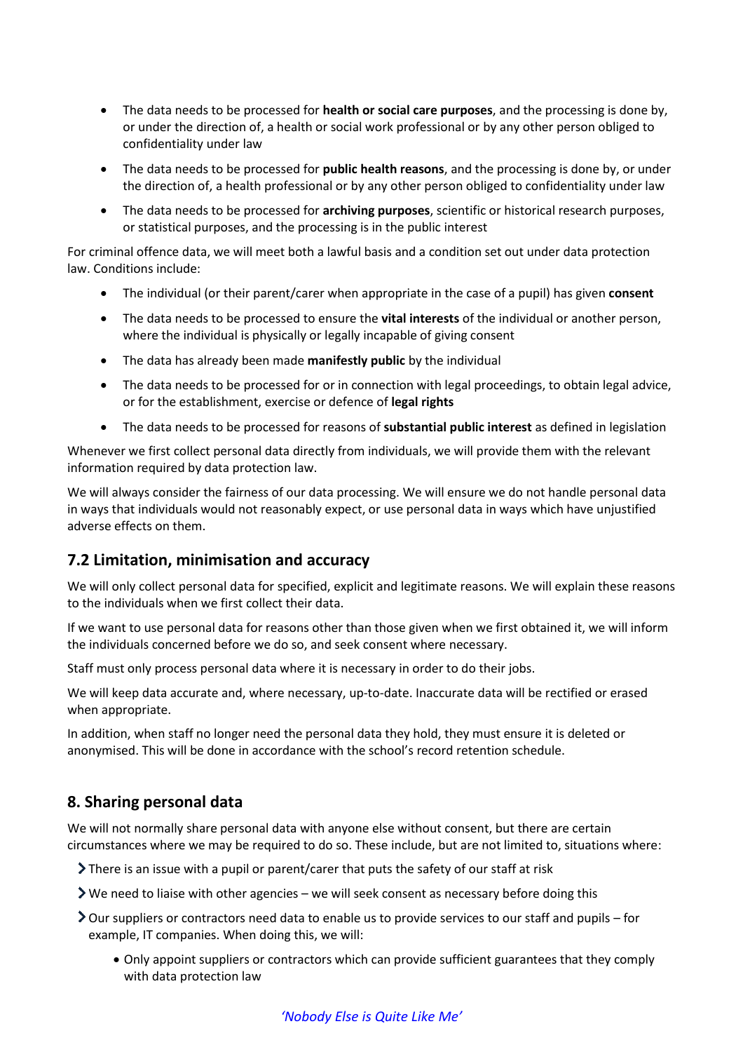- The data needs to be processed for **health or social care purposes**, and the processing is done by, or under the direction of, a health or social work professional or by any other person obliged to confidentiality under law
- The data needs to be processed for **public health reasons**, and the processing is done by, or under the direction of, a health professional or by any other person obliged to confidentiality under law
- The data needs to be processed for **archiving purposes**, scientific or historical research purposes, or statistical purposes, and the processing is in the public interest

For criminal offence data, we will meet both a lawful basis and a condition set out under data protection law. Conditions include:

- The individual (or their parent/carer when appropriate in the case of a pupil) has given **consent**
- The data needs to be processed to ensure the **vital interests** of the individual or another person, where the individual is physically or legally incapable of giving consent
- The data has already been made **manifestly public** by the individual
- The data needs to be processed for or in connection with legal proceedings, to obtain legal advice, or for the establishment, exercise or defence of **legal rights**
- The data needs to be processed for reasons of **substantial public interest** as defined in legislation

Whenever we first collect personal data directly from individuals, we will provide them with the relevant information required by data protection law.

We will always consider the fairness of our data processing. We will ensure we do not handle personal data in ways that individuals would not reasonably expect, or use personal data in ways which have unjustified adverse effects on them.

## 7.2 Limitation, minimisation and accuracy

We will only collect personal data for specified, explicit and legitimate reasons. We will explain these reasons to the individuals when we first collect their data.

If we want to use personal data for reasons other than those given when we first obtained it, we will inform the individuals concerned before we do so, and seek consent where necessary.

Staff must only process personal data where it is necessary in order to do their jobs.

We will keep data accurate and, where necessary, up-to-date. Inaccurate data will be rectified or erased when appropriate.

In addition, when staff no longer need the personal data they hold, they must ensure it is deleted or anonymised. This will be done in accordance with the school's record retention schedule.

## 8. Sharing personal data

We will not normally share personal data with anyone else without consent, but there are certain circumstances where we may be required to do so. These include, but are not limited to, situations where:

- There is an issue with a pupil or parent/carer that puts the safety of our staff at risk
- We need to liaise with other agencies – we will seek consent as necessary before doing this
- Our suppliers or contractors need data to enable us to provide services to our staff and pupils – for example, IT companies. When doing this, we will:
  - Only appoint suppliers or contractors which can provide sufficient guarantees that they comply with data protection law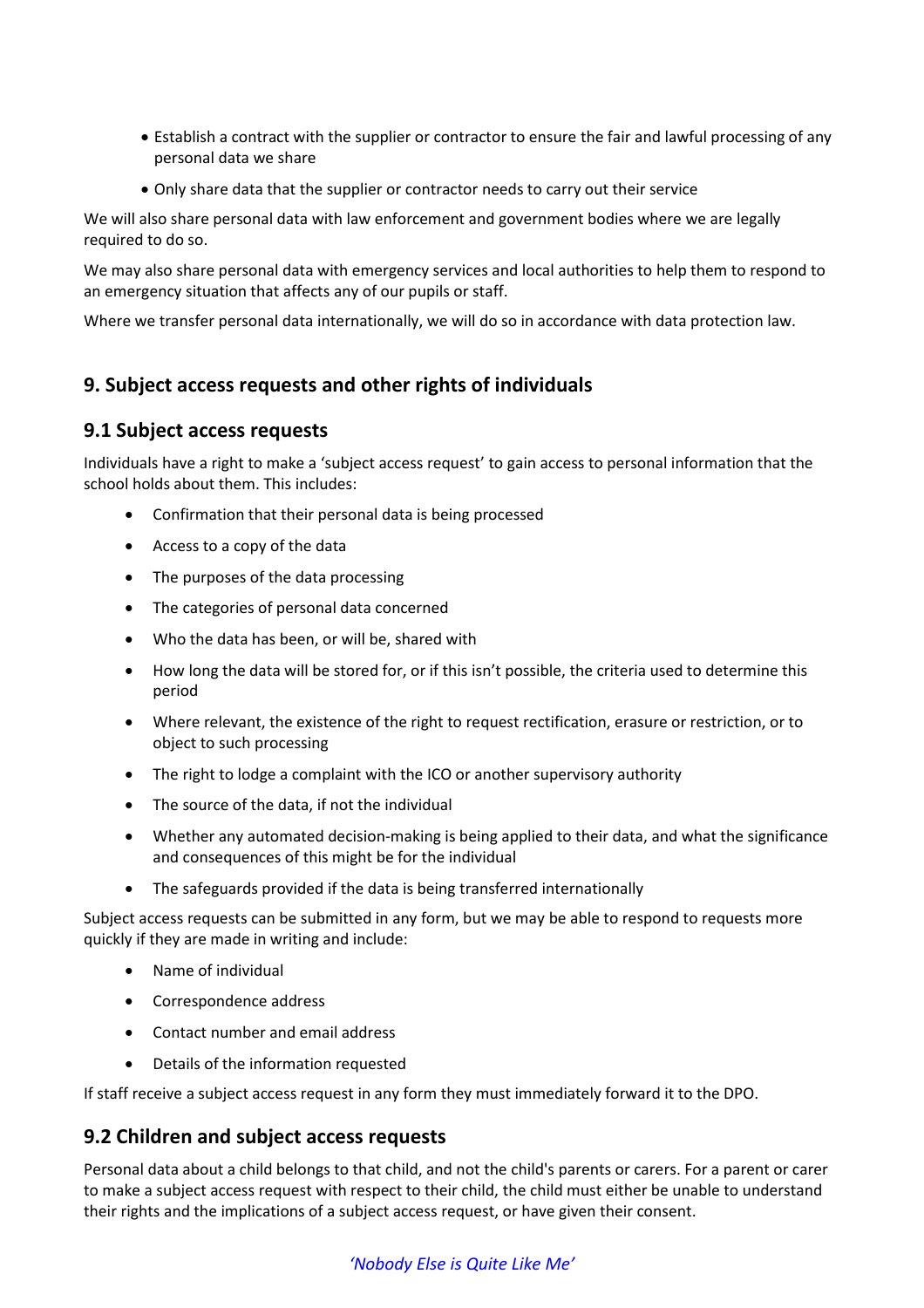- Establish a contract with the supplier or contractor to ensure the fair and lawful processing of any personal data we share
- Only share data that the supplier or contractor needs to carry out their service

We will also share personal data with law enforcement and government bodies where we are legally required to do so.

We may also share personal data with emergency services and local authorities to help them to respond to an emergency situation that affects any of our pupils or staff.

Where we transfer personal data internationally, we will do so in accordance with data protection law.

## 9. Subject access requests and other rights of individuals

### 9.1 Subject access requests

Individuals have a right to make a 'subject access request' to gain access to personal information that the school holds about them. This includes:

- Confirmation that their personal data is being processed
- Access to a copy of the data
- The purposes of the data processing
- The categories of personal data concerned
- Who the data has been, or will be, shared with
- How long the data will be stored for, or if this isn't possible, the criteria used to determine this period
- Where relevant, the existence of the right to request rectification, erasure or restriction, or to object to such processing
- The right to lodge a complaint with the ICO or another supervisory authority
- The source of the data, if not the individual
- Whether any automated decision-making is being applied to their data, and what the significance and consequences of this might be for the individual
- The safeguards provided if the data is being transferred internationally

Subject access requests can be submitted in any form, but we may be able to respond to requests more quickly if they are made in writing and include:

- Name of individual
- Correspondence address
- Contact number and email address
- Details of the information requested

If staff receive a subject access request in any form they must immediately forward it to the DPO.

### 9.2 Children and subject access requests

Personal data about a child belongs to that child, and not the child's parents or carers. For a parent or carer to make a subject access request with respect to their child, the child must either be unable to understand their rights and the implications of a subject access request, or have given their consent.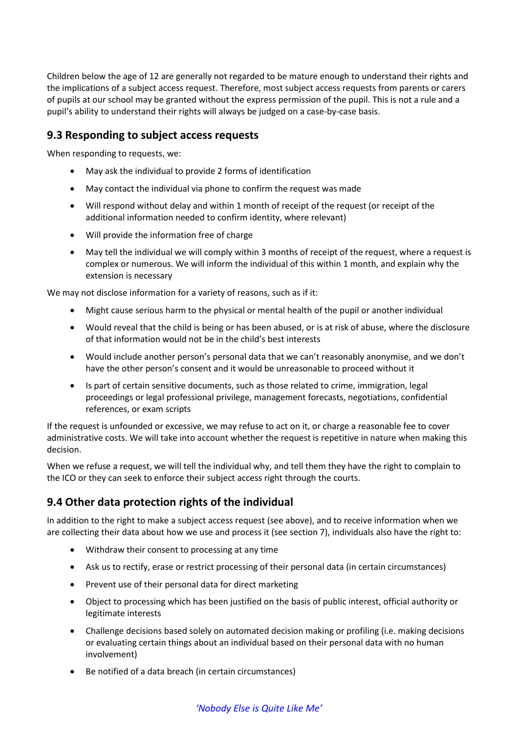Children below the age of 12 are generally not regarded to be mature enough to understand their rights and the implications of a subject access request. Therefore, most subject access requests from parents or carers of pupils at our school may be granted without the express permission of the pupil. This is not a rule and a pupil's ability to understand their rights will always be judged on a case-by-case basis.

## 9.3 Responding to subject access requests

When responding to requests, we:

- May ask the individual to provide 2 forms of identification
- May contact the individual via phone to confirm the request was made
- Will respond without delay and within 1 month of receipt of the request (or receipt of the additional information needed to confirm identity, where relevant)
- Will provide the information free of charge
- May tell the individual we will comply within 3 months of receipt of the request, where a request is complex or numerous. We will inform the individual of this within 1 month, and explain why the extension is necessary

We may not disclose information for a variety of reasons, such as if it:

- Might cause serious harm to the physical or mental health of the pupil or another individual
- Would reveal that the child is being or has been abused, or is at risk of abuse, where the disclosure of that information would not be in the child's best interests
- Would include another person's personal data that we can't reasonably anonymise, and we don't have the other person's consent and it would be unreasonable to proceed without it
- Is part of certain sensitive documents, such as those related to crime, immigration, legal proceedings or legal professional privilege, management forecasts, negotiations, confidential references, or exam scripts

If the request is unfounded or excessive, we may refuse to act on it, or charge a reasonable fee to cover administrative costs. We will take into account whether the request is repetitive in nature when making this decision.

When we refuse a request, we will tell the individual why, and tell them they have the right to complain to the ICO or they can seek to enforce their subject access right through the courts.

## 9.4 Other data protection rights of the individual

In addition to the right to make a subject access request (see above), and to receive information when we are collecting their data about how we use and process it (see section 7), individuals also have the right to:

- Withdraw their consent to processing at any time
- Ask us to rectify, erase or restrict processing of their personal data (in certain circumstances)
- Prevent use of their personal data for direct marketing
- Object to processing which has been justified on the basis of public interest, official authority or legitimate interests
- Challenge decisions based solely on automated decision making or profiling (i.e. making decisions or evaluating certain things about an individual based on their personal data with no human involvement)
- Be notified of a data breach (in certain circumstances)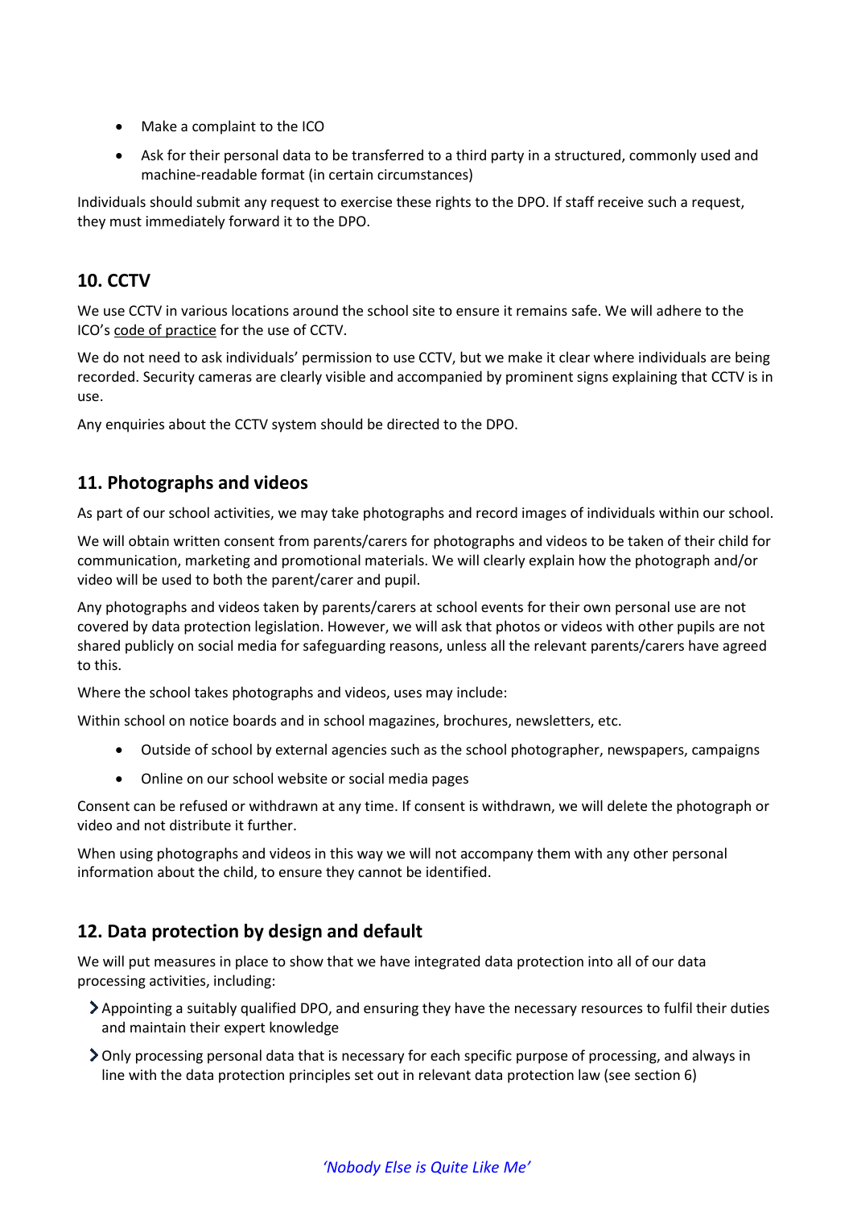- Make a complaint to the ICO
- Ask for their personal data to be transferred to a third party in a structured, commonly used and machine-readable format (in certain circumstances)

Individuals should submit any request to exercise these rights to the DPO. If staff receive such a request, they must immediately forward it to the DPO.

## 10. CCTV

We use CCTV in various locations around the school site to ensure it remains safe. We will adhere to the ICO's code of practice for the use of CCTV.

We do not need to ask individuals' permission to use CCTV, but we make it clear where individuals are being recorded. Security cameras are clearly visible and accompanied by prominent signs explaining that CCTV is in use.

Any enquiries about the CCTV system should be directed to the DPO.

## 11. Photographs and videos

As part of our school activities, we may take photographs and record images of individuals within our school.

We will obtain written consent from parents/carers for photographs and videos to be taken of their child for communication, marketing and promotional materials. We will clearly explain how the photograph and/or video will be used to both the parent/carer and pupil.

Any photographs and videos taken by parents/carers at school events for their own personal use are not covered by data protection legislation. However, we will ask that photos or videos with other pupils are not shared publicly on social media for safeguarding reasons, unless all the relevant parents/carers have agreed to this.

Where the school takes photographs and videos, uses may include:

Within school on notice boards and in school magazines, brochures, newsletters, etc.

- Outside of school by external agencies such as the school photographer, newspapers, campaigns
- Online on our school website or social media pages

Consent can be refused or withdrawn at any time. If consent is withdrawn, we will delete the photograph or video and not distribute it further.

When using photographs and videos in this way we will not accompany them with any other personal information about the child, to ensure they cannot be identified.

## 12. Data protection by design and default

We will put measures in place to show that we have integrated data protection into all of our data processing activities, including:

- Appointing a suitably qualified DPO, and ensuring they have the necessary resources to fulfil their duties and maintain their expert knowledge
- Only processing personal data that is necessary for each specific purpose of processing, and always in line with the data protection principles set out in relevant data protection law (see section 6)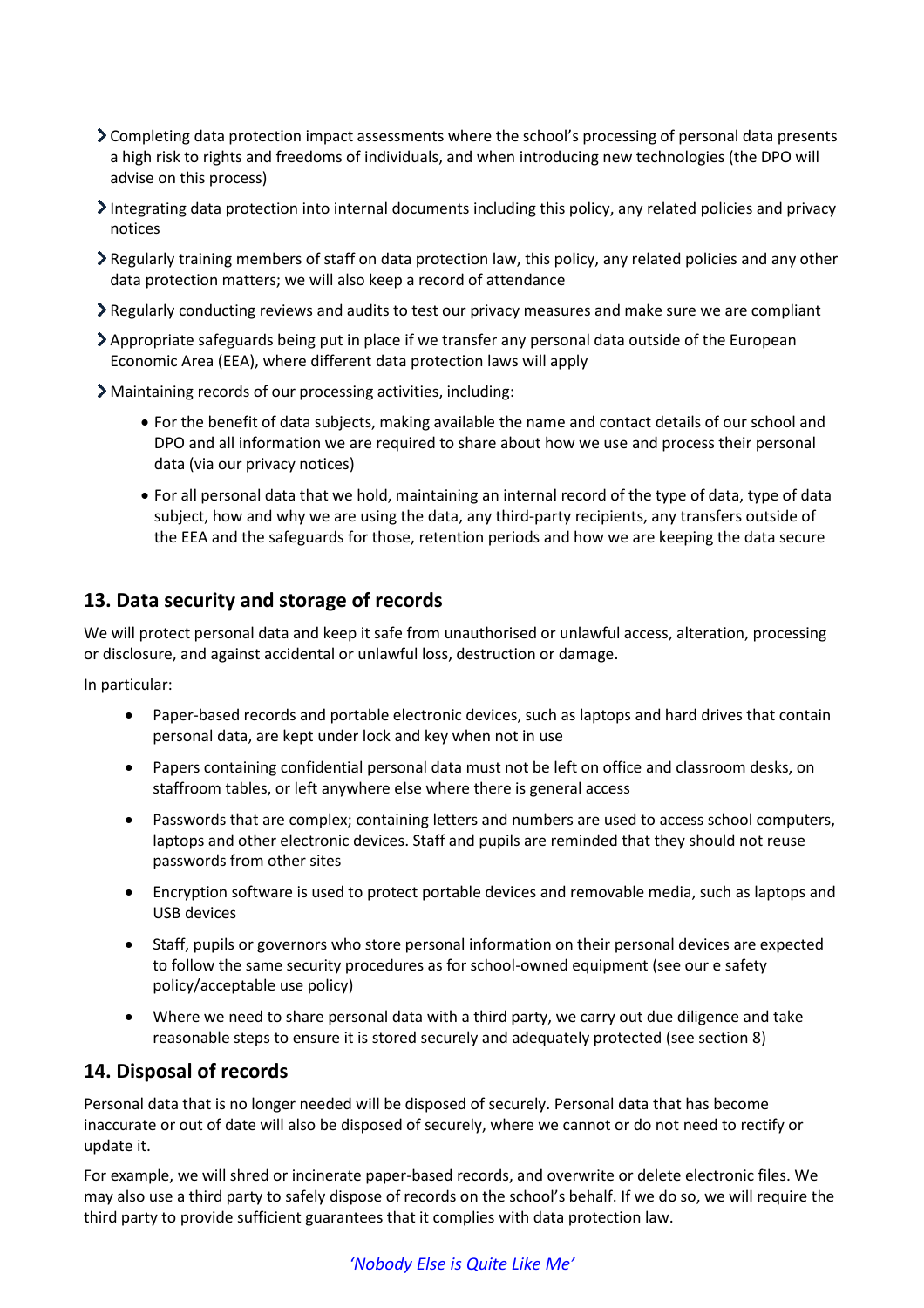- Completing data protection impact assessments where the school's processing of personal data presents a high risk to rights and freedoms of individuals, and when introducing new technologies (the DPO will advise on this process)
- Integrating data protection into internal documents including this policy, any related policies and privacy notices
- Regularly training members of staff on data protection law, this policy, any related policies and any other data protection matters; we will also keep a record of attendance
- Regularly conducting reviews and audits to test our privacy measures and make sure we are compliant
- Appropriate safeguards being put in place if we transfer any personal data outside of the European Economic Area (EEA), where different data protection laws will apply
- Maintaining records of our processing activities, including:
    - For the benefit of data subjects, making available the name and contact details of our school and DPO and all information we are required to share about how we use and process their personal data (via our privacy notices)
    - For all personal data that we hold, maintaining an internal record of the type of data, type of data subject, how and why we are using the data, any third-party recipients, any transfers outside of the EEA and the safeguards for those, retention periods and how we are keeping the data secure

## 13. Data security and storage of records

We will protect personal data and keep it safe from unauthorised or unlawful access, alteration, processing or disclosure, and against accidental or unlawful loss, destruction or damage.

In particular:

- Paper-based records and portable electronic devices, such as laptops and hard drives that contain personal data, are kept under lock and key when not in use
- Papers containing confidential personal data must not be left on office and classroom desks, on staffroom tables, or left anywhere else where there is general access
- Passwords that are complex; containing letters and numbers are used to access school computers, laptops and other electronic devices. Staff and pupils are reminded that they should not reuse passwords from other sites
- Encryption software is used to protect portable devices and removable media, such as laptops and USB devices
- Staff, pupils or governors who store personal information on their personal devices are expected to follow the same security procedures as for school-owned equipment (see our e safety policy/acceptable use policy)
- Where we need to share personal data with a third party, we carry out due diligence and take reasonable steps to ensure it is stored securely and adequately protected (see section 8)

## 14. Disposal of records

Personal data that is no longer needed will be disposed of securely. Personal data that has become inaccurate or out of date will also be disposed of securely, where we cannot or do not need to rectify or update it.

For example, we will shred or incinerate paper-based records, and overwrite or delete electronic files. We may also use a third party to safely dispose of records on the school's behalf. If we do so, we will require the third party to provide sufficient guarantees that it complies with data protection law.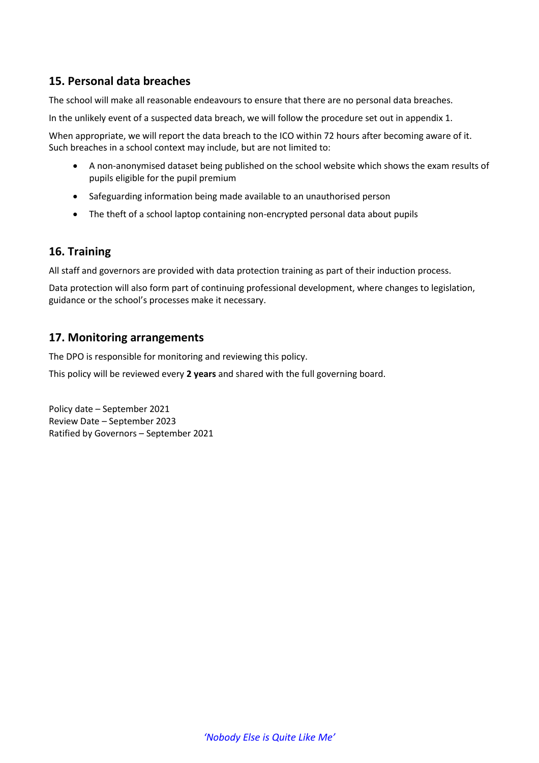## 15. Personal data breaches

The school will make all reasonable endeavours to ensure that there are no personal data breaches.

In the unlikely event of a suspected data breach, we will follow the procedure set out in appendix 1.

When appropriate, we will report the data breach to the ICO within 72 hours after becoming aware of it. Such breaches in a school context may include, but are not limited to:

- A non-anonymised dataset being published on the school website which shows the exam results of pupils eligible for the pupil premium
- Safeguarding information being made available to an unauthorised person
- The theft of a school laptop containing non-encrypted personal data about pupils

## 16. Training

All staff and governors are provided with data protection training as part of their induction process.

Data protection will also form part of continuing professional development, where changes to legislation, guidance or the school's processes make it necessary.

## 17. Monitoring arrangements

The DPO is responsible for monitoring and reviewing this policy.

This policy will be reviewed every **2 years** and shared with the full governing board.

Policy date – September 2021
Review Date – September 2023
Ratified by Governors – September 2021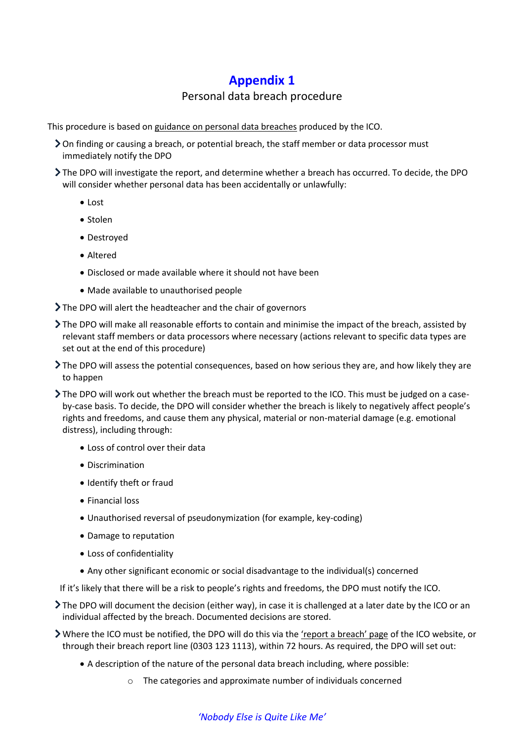# Appendix 1

## Personal data breach procedure

This procedure is based on guidance on personal data breaches produced by the ICO.

- On finding or causing a breach, or potential breach, the staff member or data processor must immediately notify the DPO
- The DPO will investigate the report, and determine whether a breach has occurred. To decide, the DPO will consider whether personal data has been accidentally or unlawfully:
  - Lost
  - Stolen
  - Destroyed
  - Altered
  - Disclosed or made available where it should not have been
  - Made available to unauthorised people
- The DPO will alert the headteacher and the chair of governors
- The DPO will make all reasonable efforts to contain and minimise the impact of the breach, assisted by relevant staff members or data processors where necessary (actions relevant to specific data types are set out at the end of this procedure)
- The DPO will assess the potential consequences, based on how serious they are, and how likely they are to happen
- The DPO will work out whether the breach must be reported to the ICO. This must be judged on a case-by-case basis. To decide, the DPO will consider whether the breach is likely to negatively affect people's rights and freedoms, and cause them any physical, material or non-material damage (e.g. emotional distress), including through:
  - Loss of control over their data
  - Discrimination
  - Identify theft or fraud
  - Financial loss
  - Unauthorised reversal of pseudonymization (for example, key-coding)
  - Damage to reputation
  - Loss of confidentiality
  - Any other significant economic or social disadvantage to the individual(s) concerned

  If it's likely that there will be a risk to people's rights and freedoms, the DPO must notify the ICO.
- The DPO will document the decision (either way), in case it is challenged at a later date by the ICO or an individual affected by the breach. Documented decisions are stored.
- Where the ICO must be notified, the DPO will do this via the 'report a breach' page of the ICO website, or through their breach report line (0303 123 1113), within 72 hours. As required, the DPO will set out:
  - A description of the nature of the personal data breach including, where possible:
    - The categories and approximate number of individuals concerned

*'Nobody Else is Quite Like Me'*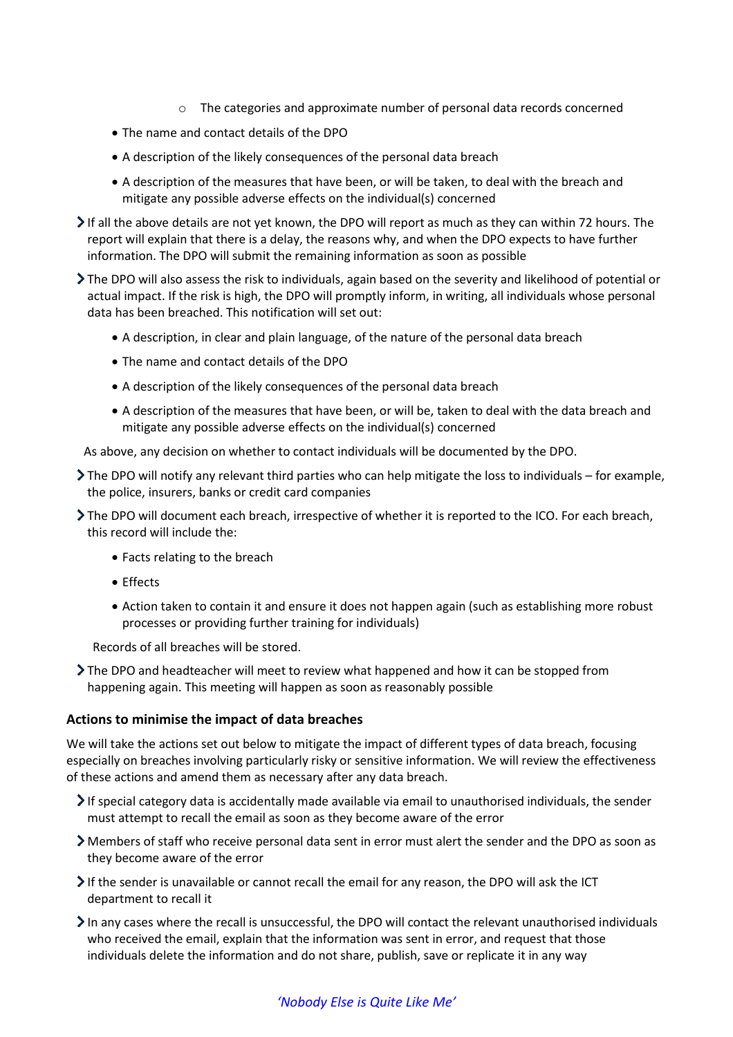- The categories and approximate number of personal data records concerned

- The name and contact details of the DPO
- A description of the likely consequences of the personal data breach
- A description of the measures that have been, or will be taken, to deal with the breach and mitigate any possible adverse effects on the individual(s) concerned

- If all the above details are not yet known, the DPO will report as much as they can within 72 hours. The report will explain that there is a delay, the reasons why, and when the DPO expects to have further information. The DPO will submit the remaining information as soon as possible
- The DPO will also assess the risk to individuals, again based on the severity and likelihood of potential or actual impact. If the risk is high, the DPO will promptly inform, in writing, all individuals whose personal data has been breached. This notification will set out:
    - A description, in clear and plain language, of the nature of the personal data breach
    - The name and contact details of the DPO
    - A description of the likely consequences of the personal data breach
    - A description of the measures that have been, or will be, taken to deal with the data breach and mitigate any possible adverse effects on the individual(s) concerned

  As above, any decision on whether to contact individuals will be documented by the DPO.

- The DPO will notify any relevant third parties who can help mitigate the loss to individuals – for example, the police, insurers, banks or credit card companies
- The DPO will document each breach, irrespective of whether it is reported to the ICO. For each breach, this record will include the:
    - Facts relating to the breach
    - Effects
    - Action taken to contain it and ensure it does not happen again (such as establishing more robust processes or providing further training for individuals)

  Records of all breaches will be stored.

- The DPO and headteacher will meet to review what happened and how it can be stopped from happening again. This meeting will happen as soon as reasonably possible

**Actions to minimise the impact of data breaches**

We will take the actions set out below to mitigate the impact of different types of data breach, focusing especially on breaches involving particularly risky or sensitive information. We will review the effectiveness of these actions and amend them as necessary after any data breach.

- If special category data is accidentally made available via email to unauthorised individuals, the sender must attempt to recall the email as soon as they become aware of the error
- Members of staff who receive personal data sent in error must alert the sender and the DPO as soon as they become aware of the error
- If the sender is unavailable or cannot recall the email for any reason, the DPO will ask the ICT department to recall it
- In any cases where the recall is unsuccessful, the DPO will contact the relevant unauthorised individuals who received the email, explain that the information was sent in error, and request that those individuals delete the information and do not share, publish, save or replicate it in any way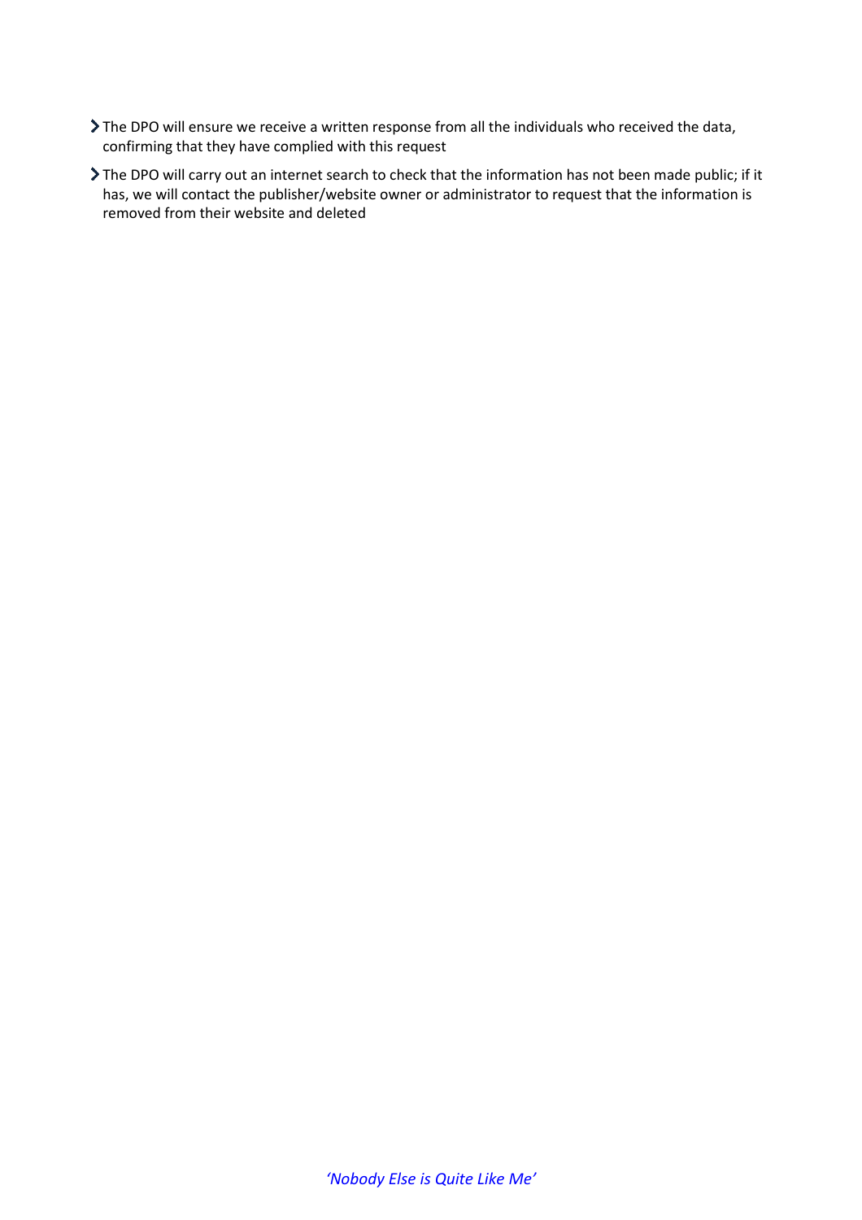- The DPO will ensure we receive a written response from all the individuals who received the data, confirming that they have complied with this request
- The DPO will carry out an internet search to check that the information has not been made public; if it has, we will contact the publisher/website owner or administrator to request that the information is removed from their website and deleted